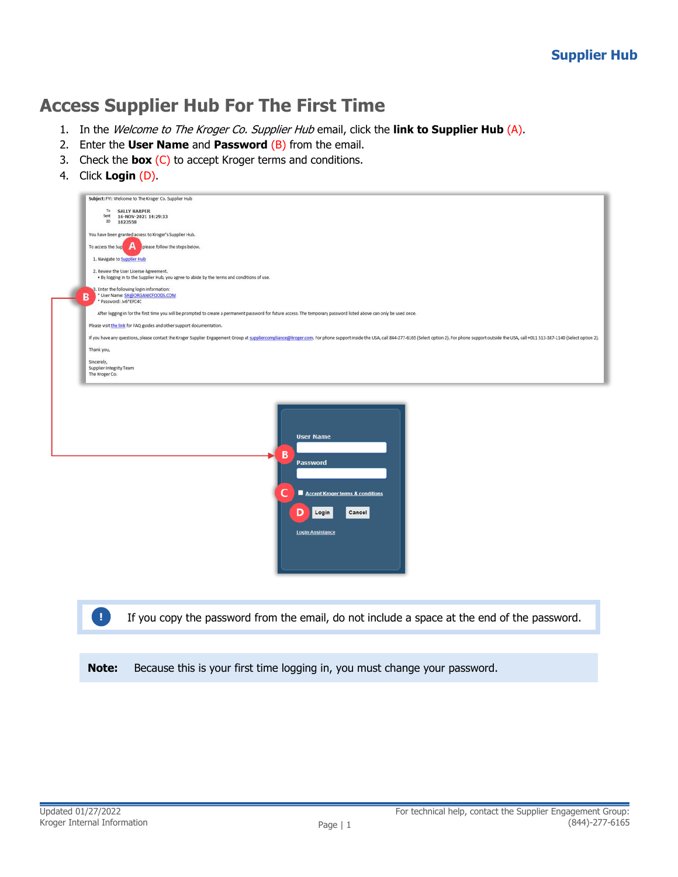# Access Supplier Hub For The First Time

1. In the *Welcome to The Kroger Co. Supplier Hub* email, click the **link to Supplier Hub** (A).
2. Enter the **User Name** and **Password** (B) from the email.
3. Check the **box** (C) to accept Kroger terms and conditions.
4. Click **Login** (D).

> If you copy the password from the email, do not include a space at the end of the password.

**Note:** Because this is your first time logging in, you must change your password.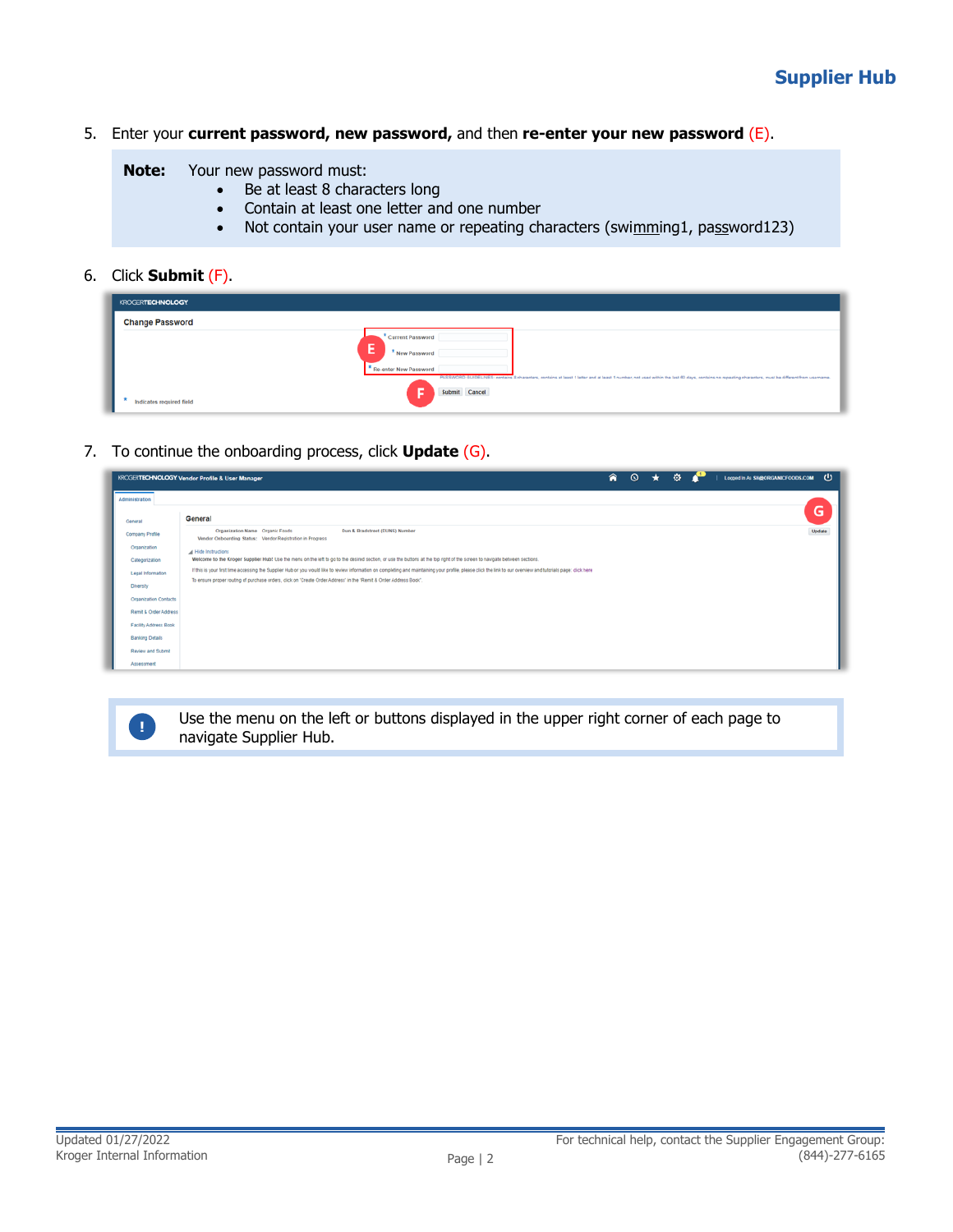5. Enter your **current password, new password,** and then **re-enter your new password** (E).

> **Note:** Your new password must:
> - Be at least 8 characters long
> - Contain at least one letter and one number
> - Not contain your user name or repeating characters (swimming1, password123)

6. Click **Submit** (F).

7. To continue the onboarding process, click **Update** (G).

> Use the menu on the left or buttons displayed in the upper right corner of each page to navigate Supplier Hub.

Updated 01/27/2022
Kroger Internal Information

For technical help, contact the Supplier Engagement Group: (844)-277-6165